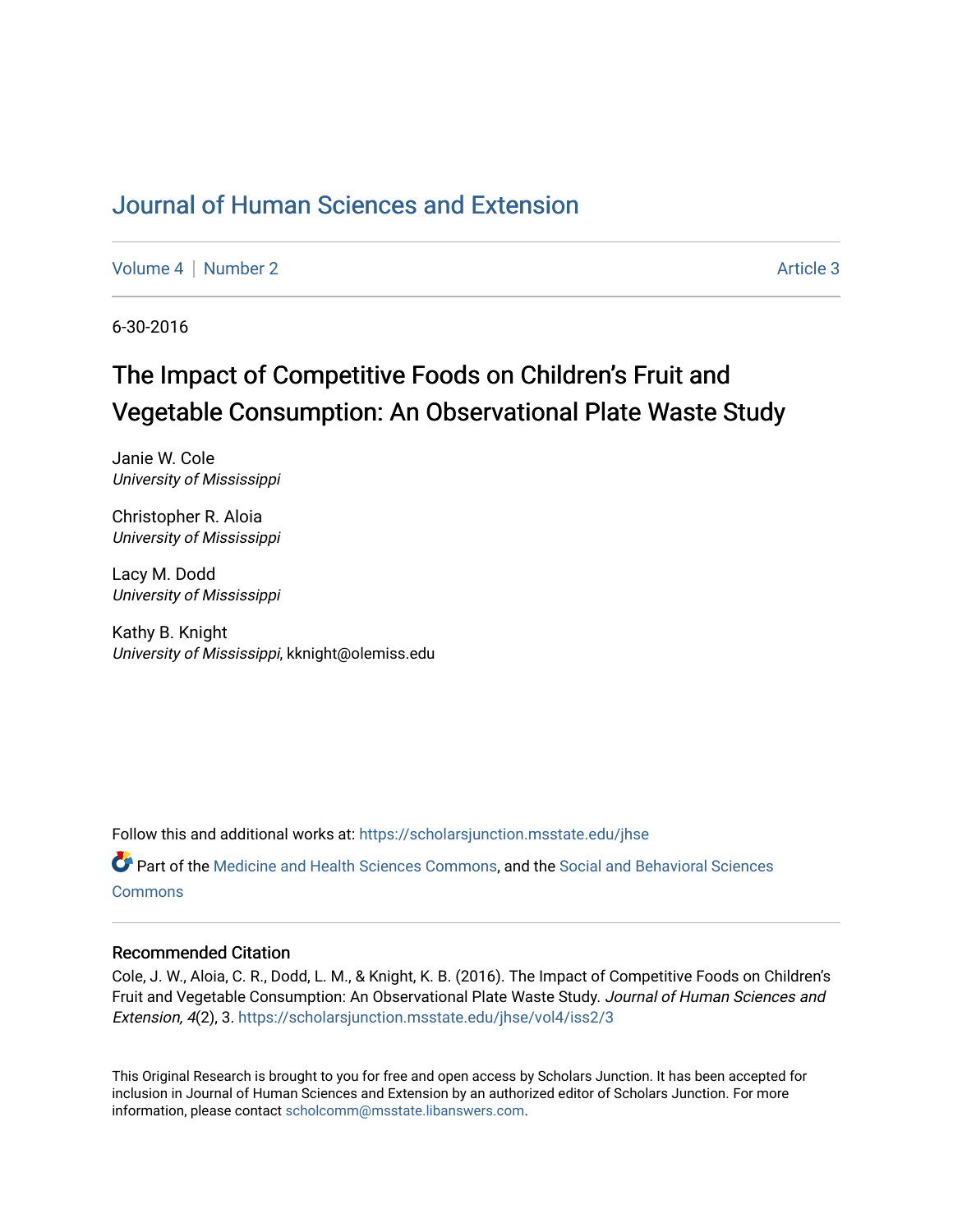# Journal of Human Sciences and Extension

Volume 4 | Number 2 | Article 3

6-30-2016

## The Impact of Competitive Foods on Children's Fruit and Vegetable Consumption: An Observational Plate Waste Study

Janie W. Cole
*University of Mississippi*

Christopher R. Aloia
*University of Mississippi*

Lacy M. Dodd
*University of Mississippi*

Kathy B. Knight
*University of Mississippi*, kknight@olemiss.edu

Follow this and additional works at: https://scholarsjunction.msstate.edu/jhse

Part of the Medicine and Health Sciences Commons, and the Social and Behavioral Sciences Commons

### Recommended Citation

Cole, J. W., Aloia, C. R., Dodd, L. M., & Knight, K. B. (2016). The Impact of Competitive Foods on Children's Fruit and Vegetable Consumption: An Observational Plate Waste Study. *Journal of Human Sciences and Extension, 4*(2), 3. https://scholarsjunction.msstate.edu/jhse/vol4/iss2/3

This Original Research is brought to you for free and open access by Scholars Junction. It has been accepted for inclusion in Journal of Human Sciences and Extension by an authorized editor of Scholars Junction. For more information, please contact scholcomm@msstate.libanswers.com.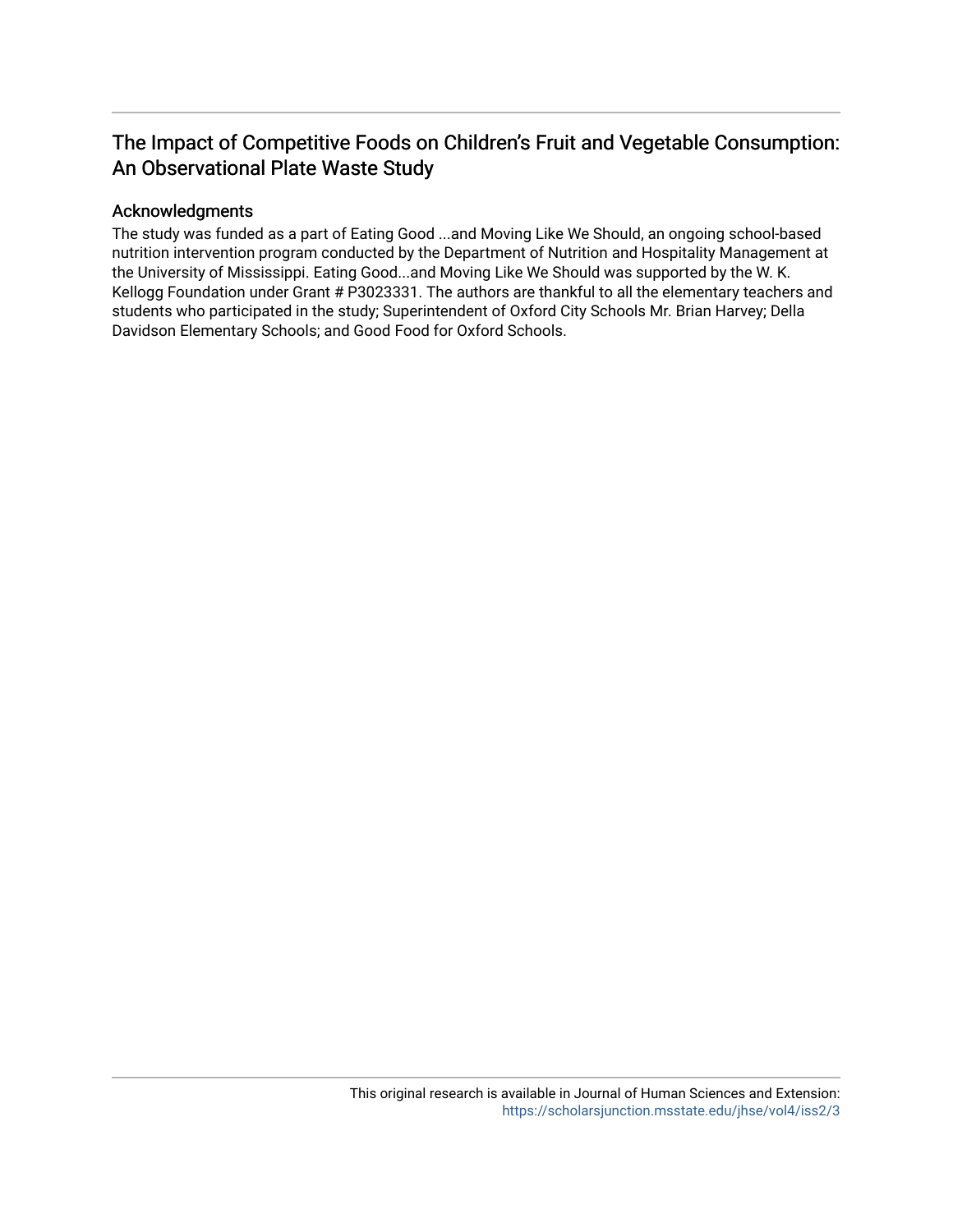## The Impact of Competitive Foods on Children's Fruit and Vegetable Consumption: An Observational Plate Waste Study

### Acknowledgments

The study was funded as a part of Eating Good ...and Moving Like We Should, an ongoing school-based nutrition intervention program conducted by the Department of Nutrition and Hospitality Management at the University of Mississippi. Eating Good...and Moving Like We Should was supported by the W. K. Kellogg Foundation under Grant # P3023331. The authors are thankful to all the elementary teachers and students who participated in the study; Superintendent of Oxford City Schools Mr. Brian Harvey; Della Davidson Elementary Schools; and Good Food for Oxford Schools.

This original research is available in Journal of Human Sciences and Extension: https://scholarsjunction.msstate.edu/jhse/vol4/iss2/3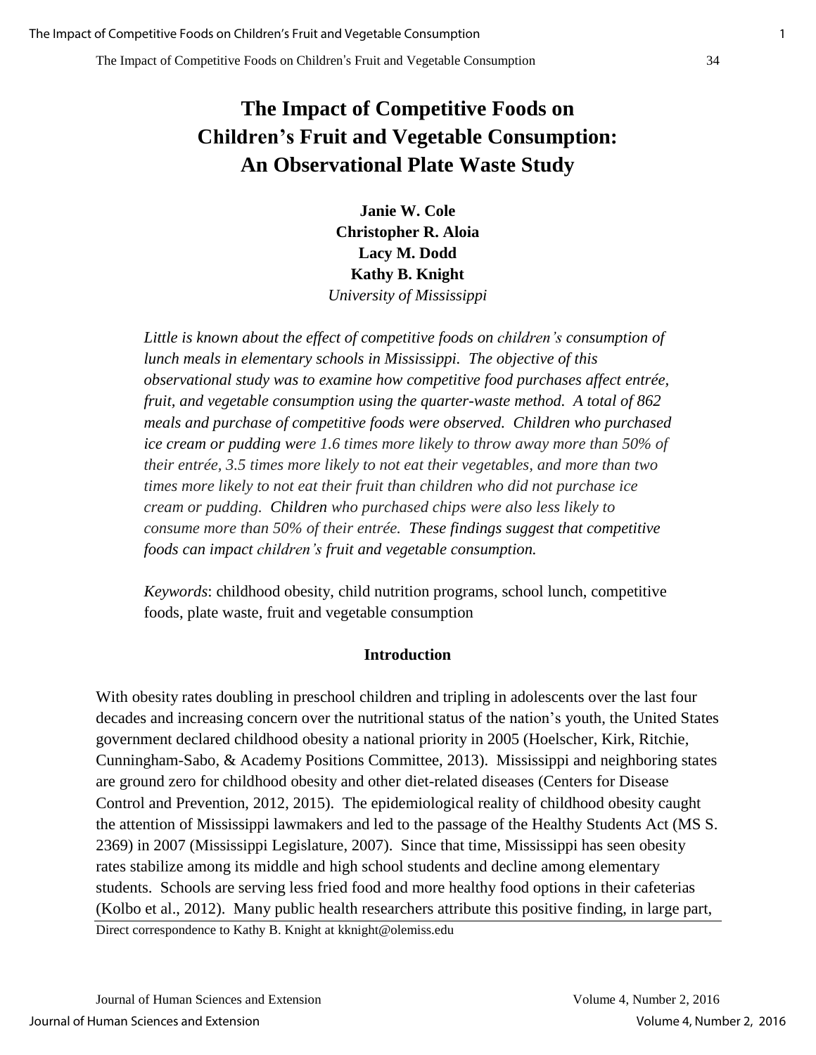# The Impact of Competitive Foods on Children's Fruit and Vegetable Consumption: An Observational Plate Waste Study

**Janie W. Cole**
**Christopher R. Aloia**
**Lacy M. Dodd**
**Kathy B. Knight**
*University of Mississippi*

*Little is known about the effect of competitive foods on children's consumption of lunch meals in elementary schools in Mississippi. The objective of this observational study was to examine how competitive food purchases affect entrée, fruit, and vegetable consumption using the quarter-waste method. A total of 862 meals and purchase of competitive foods were observed. Children who purchased ice cream or pudding were 1.6 times more likely to throw away more than 50% of their entrée, 3.5 times more likely to not eat their vegetables, and more than two times more likely to not eat their fruit than children who did not purchase ice cream or pudding. Children who purchased chips were also less likely to consume more than 50% of their entrée. These findings suggest that competitive foods can impact children's fruit and vegetable consumption.*

*Keywords*: childhood obesity, child nutrition programs, school lunch, competitive foods, plate waste, fruit and vegetable consumption

## Introduction

With obesity rates doubling in preschool children and tripling in adolescents over the last four decades and increasing concern over the nutritional status of the nation's youth, the United States government declared childhood obesity a national priority in 2005 (Hoelscher, Kirk, Ritchie, Cunningham-Sabo, & Academy Positions Committee, 2013). Mississippi and neighboring states are ground zero for childhood obesity and other diet-related diseases (Centers for Disease Control and Prevention, 2012, 2015). The epidemiological reality of childhood obesity caught the attention of Mississippi lawmakers and led to the passage of the Healthy Students Act (MS S. 2369) in 2007 (Mississippi Legislature, 2007). Since that time, Mississippi has seen obesity rates stabilize among its middle and high school students and decline among elementary students. Schools are serving less fried food and more healthy food options in their cafeterias (Kolbo et al., 2012). Many public health researchers attribute this positive finding, in large part,

Direct correspondence to Kathy B. Knight at kknight@olemiss.edu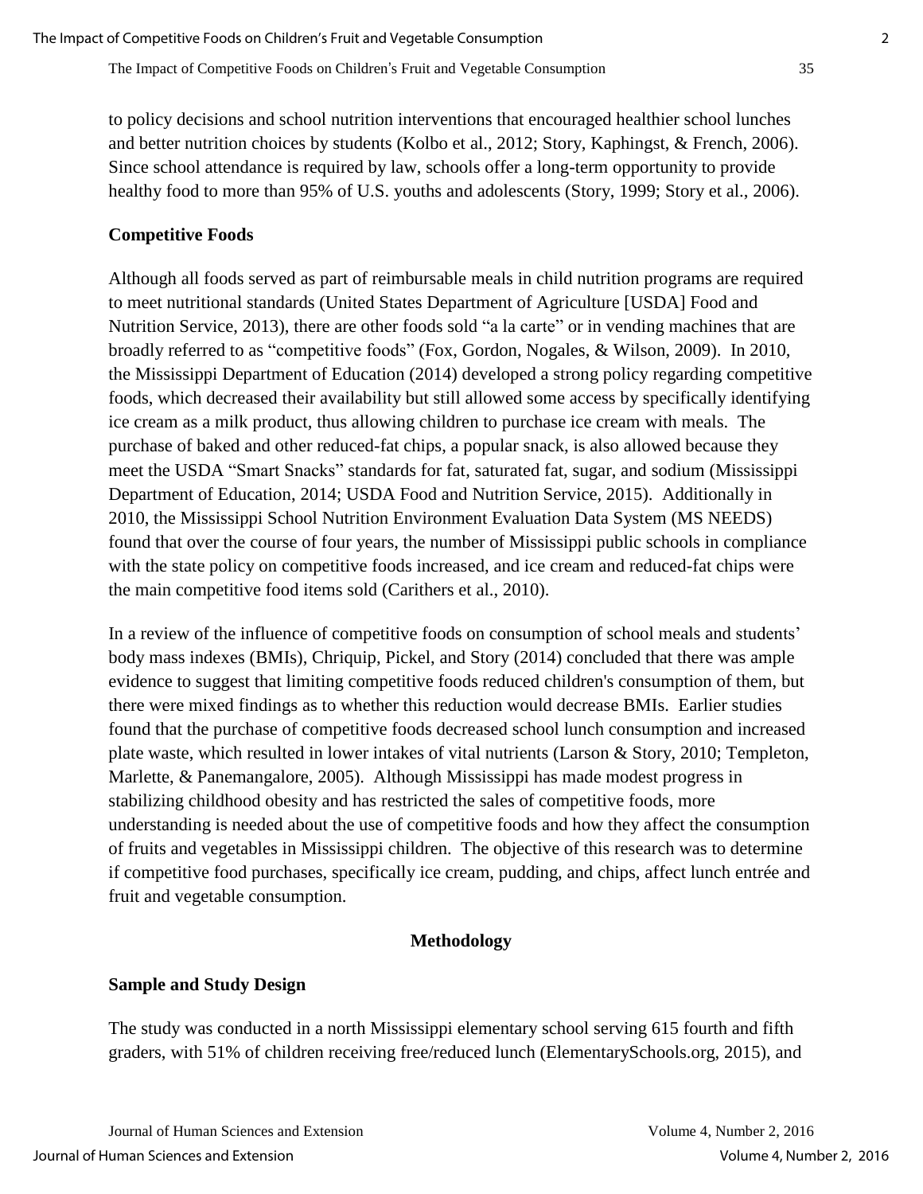to policy decisions and school nutrition interventions that encouraged healthier school lunches and better nutrition choices by students (Kolbo et al., 2012; Story, Kaphingst, & French, 2006). Since school attendance is required by law, schools offer a long-term opportunity to provide healthy food to more than 95% of U.S. youths and adolescents (Story, 1999; Story et al., 2006).

### Competitive Foods

Although all foods served as part of reimbursable meals in child nutrition programs are required to meet nutritional standards (United States Department of Agriculture [USDA] Food and Nutrition Service, 2013), there are other foods sold "a la carte" or in vending machines that are broadly referred to as "competitive foods" (Fox, Gordon, Nogales, & Wilson, 2009). In 2010, the Mississippi Department of Education (2014) developed a strong policy regarding competitive foods, which decreased their availability but still allowed some access by specifically identifying ice cream as a milk product, thus allowing children to purchase ice cream with meals. The purchase of baked and other reduced-fat chips, a popular snack, is also allowed because they meet the USDA "Smart Snacks" standards for fat, saturated fat, sugar, and sodium (Mississippi Department of Education, 2014; USDA Food and Nutrition Service, 2015). Additionally in 2010, the Mississippi School Nutrition Environment Evaluation Data System (MS NEEDS) found that over the course of four years, the number of Mississippi public schools in compliance with the state policy on competitive foods increased, and ice cream and reduced-fat chips were the main competitive food items sold (Carithers et al., 2010).

In a review of the influence of competitive foods on consumption of school meals and students' body mass indexes (BMIs), Chriquip, Pickel, and Story (2014) concluded that there was ample evidence to suggest that limiting competitive foods reduced children's consumption of them, but there were mixed findings as to whether this reduction would decrease BMIs. Earlier studies found that the purchase of competitive foods decreased school lunch consumption and increased plate waste, which resulted in lower intakes of vital nutrients (Larson & Story, 2010; Templeton, Marlette, & Panemangalore, 2005). Although Mississippi has made modest progress in stabilizing childhood obesity and has restricted the sales of competitive foods, more understanding is needed about the use of competitive foods and how they affect the consumption of fruits and vegetables in Mississippi children. The objective of this research was to determine if competitive food purchases, specifically ice cream, pudding, and chips, affect lunch entrée and fruit and vegetable consumption.

## Methodology

### Sample and Study Design

The study was conducted in a north Mississippi elementary school serving 615 fourth and fifth graders, with 51% of children receiving free/reduced lunch (ElementarySchools.org, 2015), and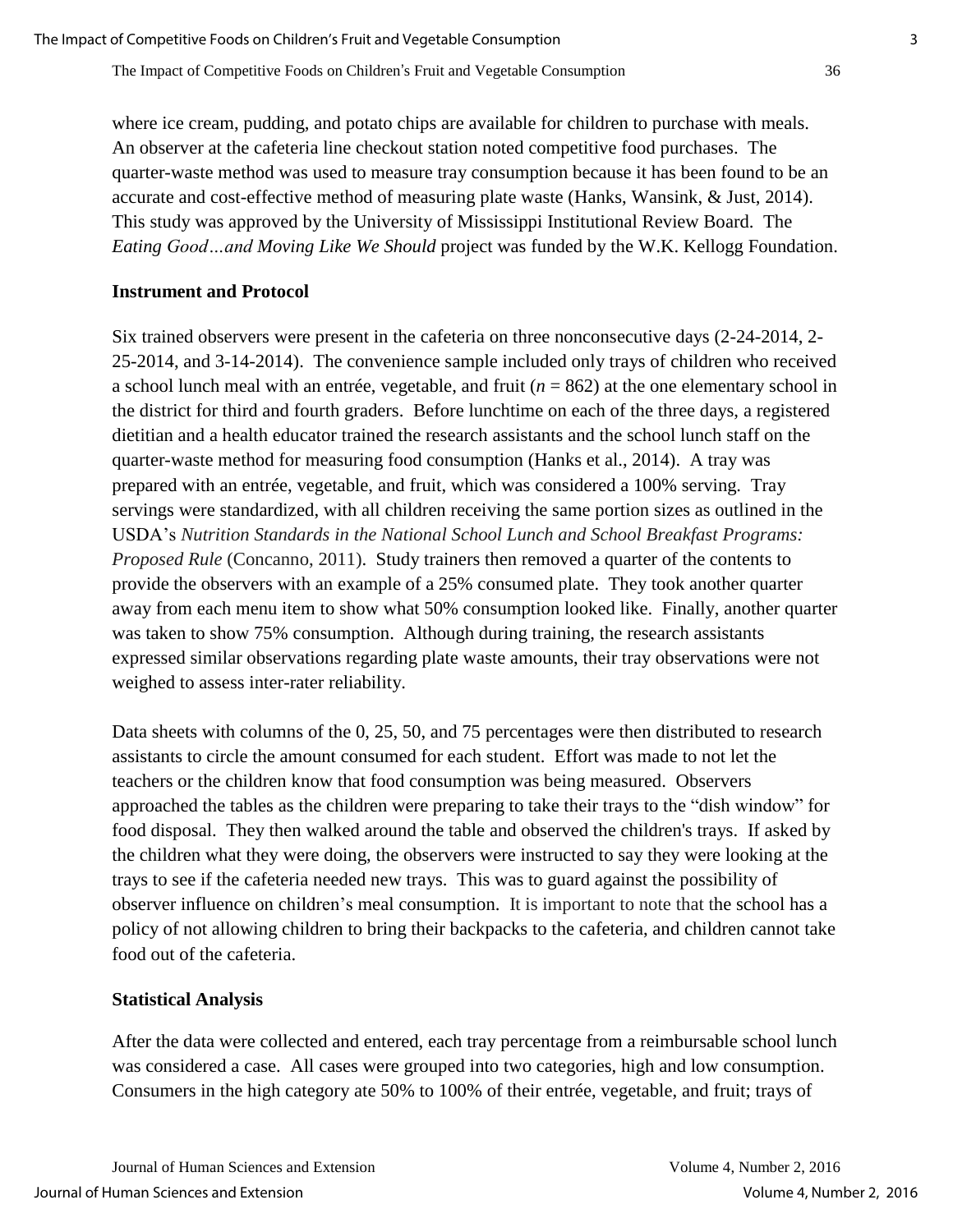where ice cream, pudding, and potato chips are available for children to purchase with meals. An observer at the cafeteria line checkout station noted competitive food purchases. The quarter-waste method was used to measure tray consumption because it has been found to be an accurate and cost-effective method of measuring plate waste (Hanks, Wansink, & Just, 2014). This study was approved by the University of Mississippi Institutional Review Board. The *Eating Good…and Moving Like We Should* project was funded by the W.K. Kellogg Foundation.

## Instrument and Protocol

Six trained observers were present in the cafeteria on three nonconsecutive days (2-24-2014, 2-25-2014, and 3-14-2014). The convenience sample included only trays of children who received a school lunch meal with an entrée, vegetable, and fruit ($n$ = 862) at the one elementary school in the district for third and fourth graders. Before lunchtime on each of the three days, a registered dietitian and a health educator trained the research assistants and the school lunch staff on the quarter-waste method for measuring food consumption (Hanks et al., 2014). A tray was prepared with an entrée, vegetable, and fruit, which was considered a 100% serving. Tray servings were standardized, with all children receiving the same portion sizes as outlined in the USDA's *Nutrition Standards in the National School Lunch and School Breakfast Programs: Proposed Rule* (Concanno, 2011). Study trainers then removed a quarter of the contents to provide the observers with an example of a 25% consumed plate. They took another quarter away from each menu item to show what 50% consumption looked like. Finally, another quarter was taken to show 75% consumption. Although during training, the research assistants expressed similar observations regarding plate waste amounts, their tray observations were not weighed to assess inter-rater reliability.

Data sheets with columns of the 0, 25, 50, and 75 percentages were then distributed to research assistants to circle the amount consumed for each student. Effort was made to not let the teachers or the children know that food consumption was being measured. Observers approached the tables as the children were preparing to take their trays to the "dish window" for food disposal. They then walked around the table and observed the children's trays. If asked by the children what they were doing, the observers were instructed to say they were looking at the trays to see if the cafeteria needed new trays. This was to guard against the possibility of observer influence on children's meal consumption. It is important to note that the school has a policy of not allowing children to bring their backpacks to the cafeteria, and children cannot take food out of the cafeteria.

## Statistical Analysis

After the data were collected and entered, each tray percentage from a reimbursable school lunch was considered a case. All cases were grouped into two categories, high and low consumption. Consumers in the high category ate 50% to 100% of their entrée, vegetable, and fruit; trays of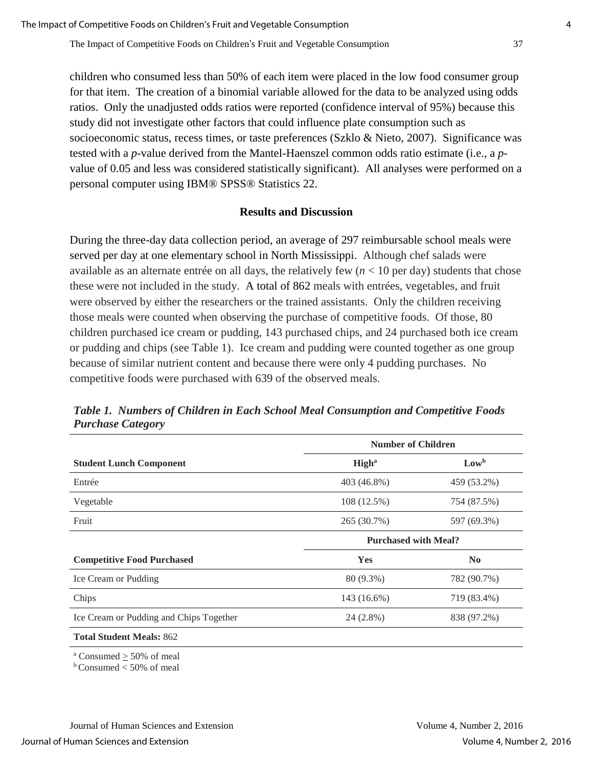children who consumed less than 50% of each item were placed in the low food consumer group for that item. The creation of a binomial variable allowed for the data to be analyzed using odds ratios. Only the unadjusted odds ratios were reported (confidence interval of 95%) because this study did not investigate other factors that could influence plate consumption such as socioeconomic status, recess times, or taste preferences (Szklo & Nieto, 2007). Significance was tested with a *p*-value derived from the Mantel-Haenszel common odds ratio estimate (i.e., a *p*-value of 0.05 and less was considered statistically significant). All analyses were performed on a personal computer using IBM® SPSS® Statistics 22.

## Results and Discussion

During the three-day data collection period, an average of 297 reimbursable school meals were served per day at one elementary school in North Mississippi. Although chef salads were available as an alternate entrée on all days, the relatively few ($n < 10$ per day) students that chose these were not included in the study. A total of 862 meals with entrées, vegetables, and fruit were observed by either the researchers or the trained assistants. Only the children receiving those meals were counted when observing the purchase of competitive foods. Of those, 80 children purchased ice cream or pudding, 143 purchased chips, and 24 purchased both ice cream or pudding and chips (see Table 1). Ice cream and pudding were counted together as one group because of similar nutrient content and because there were only 4 pudding purchases. No competitive foods were purchased with 639 of the observed meals.

***Table 1. Numbers of Children in Each School Meal Consumption and Competitive Foods Purchase Category***

| | Number of Children | |
|---|---|---|
| **Student Lunch Component** | **High[a]** | **Low[b]** |
| Entrée | 403 (46.8%) | 459 (53.2%) |
| Vegetable | 108 (12.5%) | 754 (87.5%) |
| Fruit | 265 (30.7%) | 597 (69.3%) |
| | **Purchased with Meal?** | |
| **Competitive Food Purchased** | **Yes** | **No** |
| Ice Cream or Pudding | 80 (9.3%) | 782 (90.7%) |
| Chips | 143 (16.6%) | 719 (83.4%) |
| Ice Cream or Pudding and Chips Together | 24 (2.8%) | 838 (97.2%) |
| **Total Student Meals:** 862 | | |

[a] Consumed $\geq$ 50% of meal
[b] Consumed < 50% of meal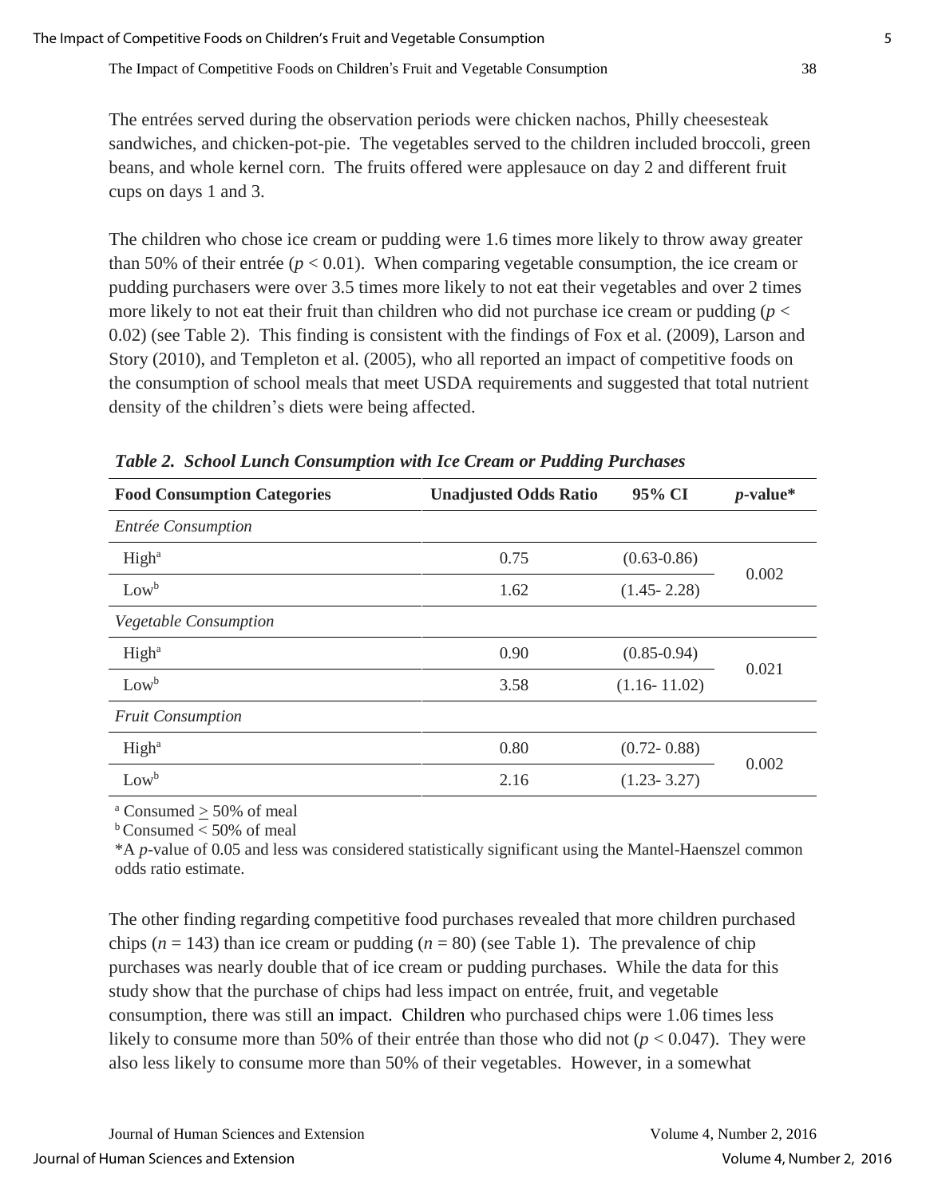The entrées served during the observation periods were chicken nachos, Philly cheesesteak sandwiches, and chicken-pot-pie. The vegetables served to the children included broccoli, green beans, and whole kernel corn. The fruits offered were applesauce on day 2 and different fruit cups on days 1 and 3.

The children who chose ice cream or pudding were 1.6 times more likely to throw away greater than 50% of their entrée ($p < 0.01$). When comparing vegetable consumption, the ice cream or pudding purchasers were over 3.5 times more likely to not eat their vegetables and over 2 times more likely to not eat their fruit than children who did not purchase ice cream or pudding ($p < 0.02$) (see Table 2). This finding is consistent with the findings of Fox et al. (2009), Larson and Story (2010), and Templeton et al. (2005), who all reported an impact of competitive foods on the consumption of school meals that meet USDA requirements and suggested that total nutrient density of the children's diets were being affected.

***Table 2. School Lunch Consumption with Ice Cream or Pudding Purchases***

| Food Consumption Categories | Unadjusted Odds Ratio | 95% CI | *p*-value* |
|---|---|---|---|
| *Entrée Consumption* | | | |
| High[a] | 0.75 | (0.63-0.86) | 0.002 |
| Low[b] | 1.62 | (1.45- 2.28) | |
| *Vegetable Consumption* | | | |
| High[a] | 0.90 | (0.85-0.94) | 0.021 |
| Low[b] | 3.58 | (1.16- 11.02) | |
| *Fruit Consumption* | | | |
| High[a] | 0.80 | (0.72- 0.88) | 0.002 |
| Low[b] | 2.16 | (1.23- 3.27) | |

[a] Consumed $\geq$ 50% of meal
[b] Consumed < 50% of meal
*A *p*-value of 0.05 and less was considered statistically significant using the Mantel-Haenszel common odds ratio estimate.

The other finding regarding competitive food purchases revealed that more children purchased chips ($n = 143$) than ice cream or pudding ($n = 80$) (see Table 1). The prevalence of chip purchases was nearly double that of ice cream or pudding purchases. While the data for this study show that the purchase of chips had less impact on entrée, fruit, and vegetable consumption, there was still an impact. Children who purchased chips were 1.06 times less likely to consume more than 50% of their entrée than those who did not ($p < 0.047$). They were also less likely to consume more than 50% of their vegetables. However, in a somewhat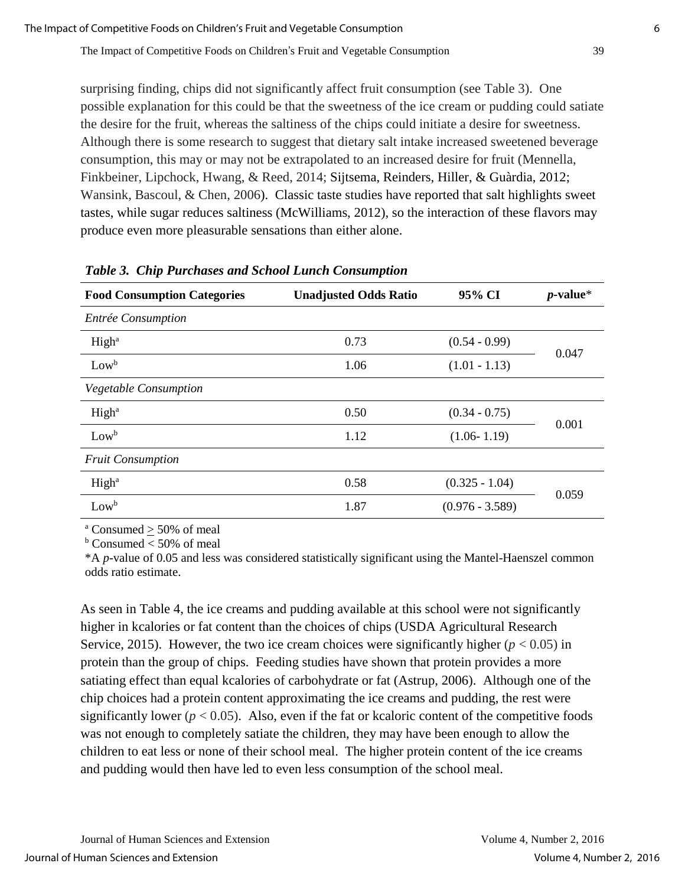surprising finding, chips did not significantly affect fruit consumption (see Table 3). One possible explanation for this could be that the sweetness of the ice cream or pudding could satiate the desire for the fruit, whereas the saltiness of the chips could initiate a desire for sweetness. Although there is some research to suggest that dietary salt intake increased sweetened beverage consumption, this may or may not be extrapolated to an increased desire for fruit (Mennella, Finkbeiner, Lipchock, Hwang, & Reed, 2014; Sijtsema, Reinders, Hiller, & Guàrdia, 2012; Wansink, Bascoul, & Chen, 2006). Classic taste studies have reported that salt highlights sweet tastes, while sugar reduces saltiness (McWilliams, 2012), so the interaction of these flavors may produce even more pleasurable sensations than either alone.

***Table 3. Chip Purchases and School Lunch Consumption***

| Food Consumption Categories | Unadjusted Odds Ratio | 95% CI | *p*-value* |
|---|---|---|---|
| *Entrée Consumption* | | | |
| High[a] | 0.73 | (0.54 - 0.99) | 0.047 |
| Low[b] | 1.06 | (1.01 - 1.13) | |
| *Vegetable Consumption* | | | |
| High[a] | 0.50 | (0.34 - 0.75) | 0.001 |
| Low[b] | 1.12 | (1.06- 1.19) | |
| *Fruit Consumption* | | | |
| High[a] | 0.58 | (0.325 - 1.04) | 0.059 |
| Low[b] | 1.87 | (0.976 - 3.589) | |

[a] Consumed $\geq$ 50% of meal
[b] Consumed < 50% of meal
*A *p*-value of 0.05 and less was considered statistically significant using the Mantel-Haenszel common odds ratio estimate.

As seen in Table 4, the ice creams and pudding available at this school were not significantly higher in kcalories or fat content than the choices of chips (USDA Agricultural Research Service, 2015). However, the two ice cream choices were significantly higher ($p < 0.05$) in protein than the group of chips. Feeding studies have shown that protein provides a more satiating effect than equal kcalories of carbohydrate or fat (Astrup, 2006). Although one of the chip choices had a protein content approximating the ice creams and pudding, the rest were significantly lower ($p < 0.05$). Also, even if the fat or kcaloric content of the competitive foods was not enough to completely satiate the children, they may have been enough to allow the children to eat less or none of their school meal. The higher protein content of the ice creams and pudding would then have led to even less consumption of the school meal.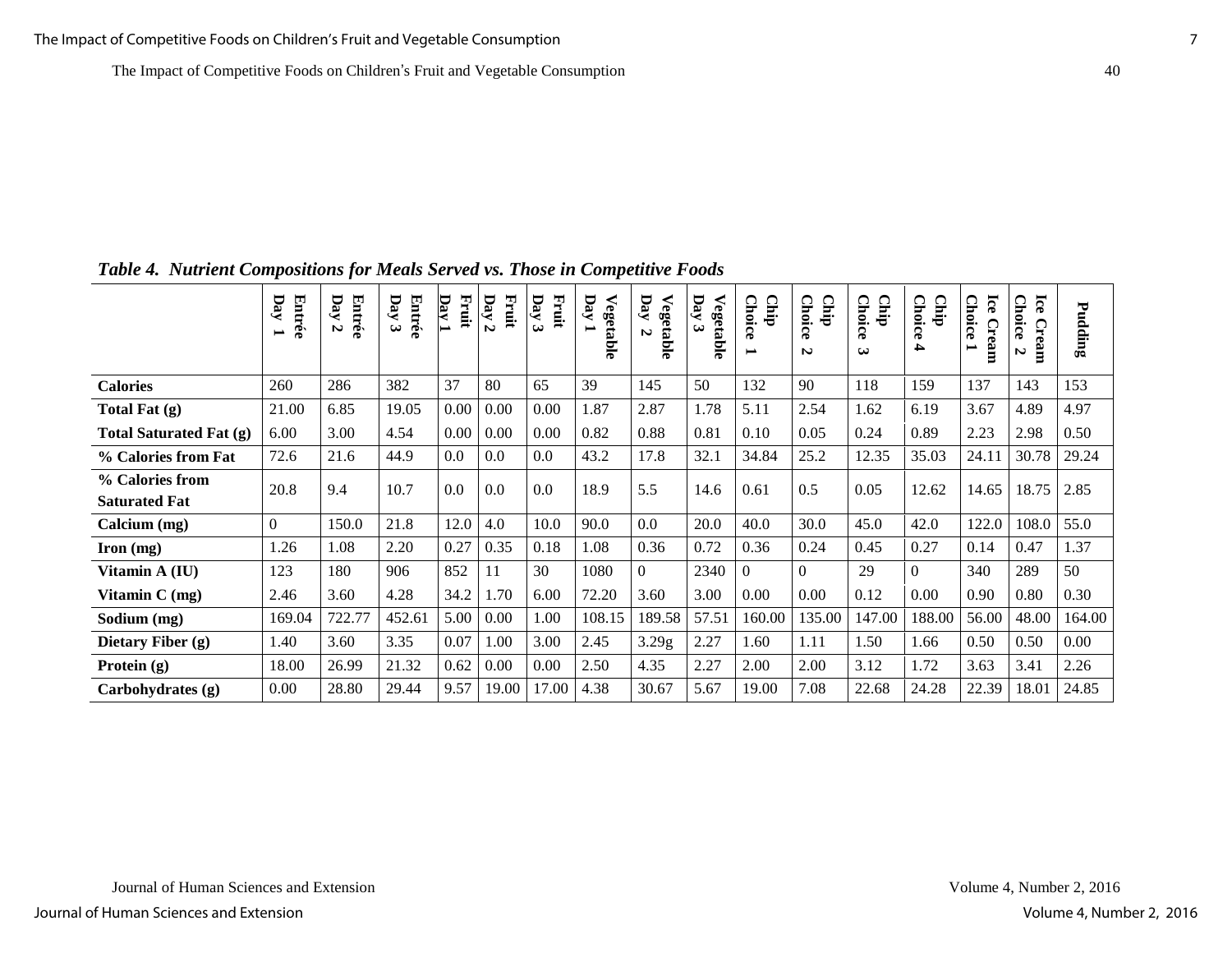*Table 4. Nutrient Compositions for Meals Served vs. Those in Competitive Foods*

| | Entrée Day 1 | Entrée Day 2 | Entrée Day 3 | Fruit Day 1 | Fruit Day 2 | Fruit Day 3 | Vegetable Day 1 | Vegetable Day 2 | Vegetable Day 3 | Chip Choice 1 | Chip Choice 2 | Chip Choice 3 | Chip Choice 4 | Ice Cream Choice 1 | Ice Cream Choice 2 | Pudding |
|---|---|---|---|---|---|---|---|---|---|---|---|---|---|---|---|---|
| **Calories** | 260 | 286 | 382 | 37 | 80 | 65 | 39 | 145 | 50 | 132 | 90 | 118 | 159 | 137 | 143 | 153 |
| **Total Fat (g)** | 21.00 | 6.85 | 19.05 | 0.00 | 0.00 | 0.00 | 1.87 | 2.87 | 1.78 | 5.11 | 2.54 | 1.62 | 6.19 | 3.67 | 4.89 | 4.97 |
| **Total Saturated Fat (g)** | 6.00 | 3.00 | 4.54 | 0.00 | 0.00 | 0.00 | 0.82 | 0.88 | 0.81 | 0.10 | 0.05 | 0.24 | 0.89 | 2.23 | 2.98 | 0.50 |
| **% Calories from Fat** | 72.6 | 21.6 | 44.9 | 0.0 | 0.0 | 0.0 | 43.2 | 17.8 | 32.1 | 34.84 | 25.2 | 12.35 | 35.03 | 24.11 | 30.78 | 29.24 |
| **% Calories from Saturated Fat** | 20.8 | 9.4 | 10.7 | 0.0 | 0.0 | 0.0 | 18.9 | 5.5 | 14.6 | 0.61 | 0.5 | 0.05 | 12.62 | 14.65 | 18.75 | 2.85 |
| **Calcium (mg)** | 0 | 150.0 | 21.8 | 12.0 | 4.0 | 10.0 | 90.0 | 0.0 | 20.0 | 40.0 | 30.0 | 45.0 | 42.0 | 122.0 | 108.0 | 55.0 |
| **Iron (mg)** | 1.26 | 1.08 | 2.20 | 0.27 | 0.35 | 0.18 | 1.08 | 0.36 | 0.72 | 0.36 | 0.24 | 0.45 | 0.27 | 0.14 | 0.47 | 1.37 |
| **Vitamin A (IU)** | 123 | 180 | 906 | 852 | 11 | 30 | 1080 | 0 | 2340 | 0 | 0 | 29 | 0 | 340 | 289 | 50 |
| **Vitamin C (mg)** | 2.46 | 3.60 | 4.28 | 34.2 | 1.70 | 6.00 | 72.20 | 3.60 | 3.00 | 0.00 | 0.00 | 0.12 | 0.00 | 0.90 | 0.80 | 0.30 |
| **Sodium (mg)** | 169.04 | 722.77 | 452.61 | 5.00 | 0.00 | 1.00 | 108.15 | 189.58 | 57.51 | 160.00 | 135.00 | 147.00 | 188.00 | 56.00 | 48.00 | 164.00 |
| **Dietary Fiber (g)** | 1.40 | 3.60 | 3.35 | 0.07 | 1.00 | 3.00 | 2.45 | 3.29g | 2.27 | 1.60 | 1.11 | 1.50 | 1.66 | 0.50 | 0.50 | 0.00 |
| **Protein (g)** | 18.00 | 26.99 | 21.32 | 0.62 | 0.00 | 0.00 | 2.50 | 4.35 | 2.27 | 2.00 | 2.00 | 3.12 | 1.72 | 3.63 | 3.41 | 2.26 |
| **Carbohydrates (g)** | 0.00 | 28.80 | 29.44 | 9.57 | 19.00 | 17.00 | 4.38 | 30.67 | 5.67 | 19.00 | 7.08 | 22.68 | 24.28 | 22.39 | 18.01 | 24.85 |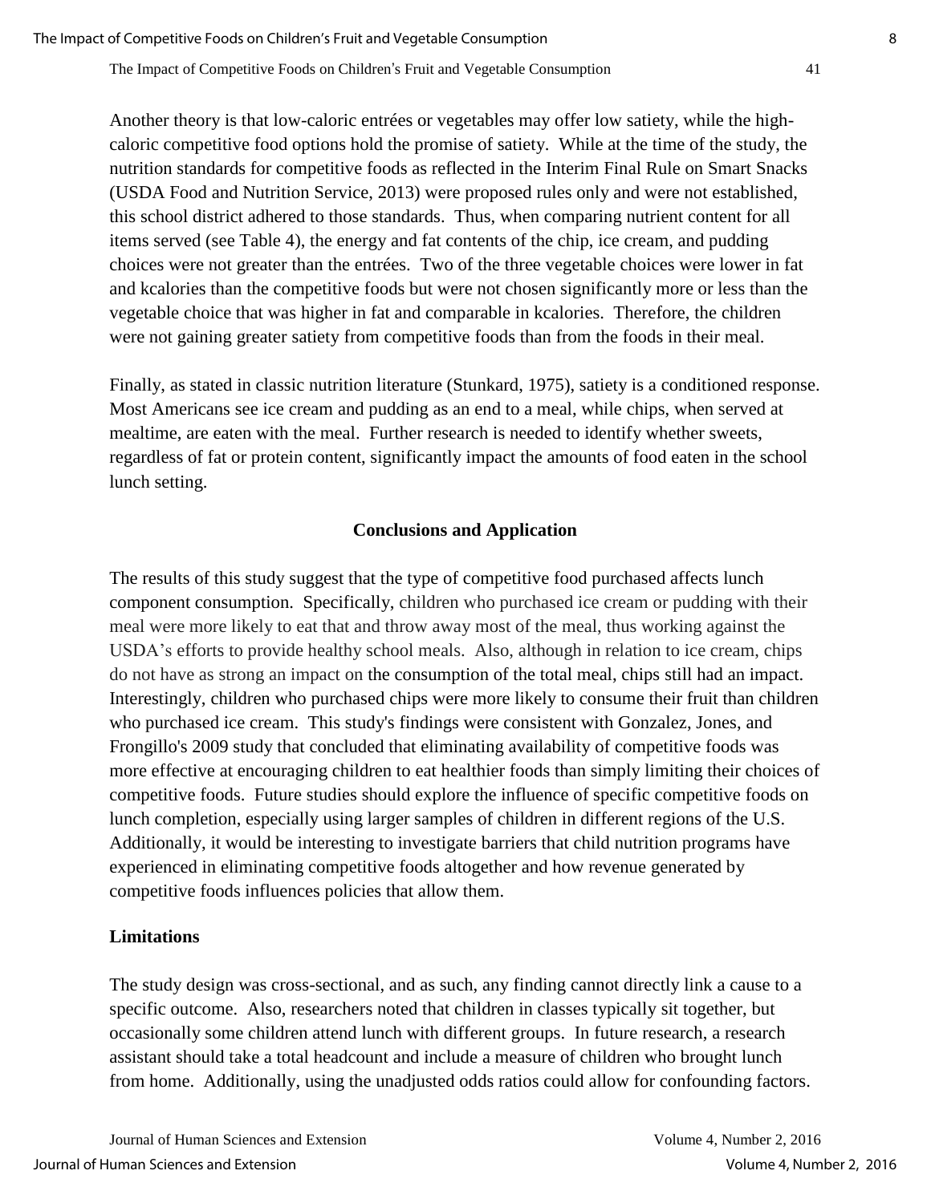Another theory is that low-caloric entrées or vegetables may offer low satiety, while the high-caloric competitive food options hold the promise of satiety. While at the time of the study, the nutrition standards for competitive foods as reflected in the Interim Final Rule on Smart Snacks (USDA Food and Nutrition Service, 2013) were proposed rules only and were not established, this school district adhered to those standards. Thus, when comparing nutrient content for all items served (see Table 4), the energy and fat contents of the chip, ice cream, and pudding choices were not greater than the entrées. Two of the three vegetable choices were lower in fat and kcalories than the competitive foods but were not chosen significantly more or less than the vegetable choice that was higher in fat and comparable in kcalories. Therefore, the children were not gaining greater satiety from competitive foods than from the foods in their meal.

Finally, as stated in classic nutrition literature (Stunkard, 1975), satiety is a conditioned response. Most Americans see ice cream and pudding as an end to a meal, while chips, when served at mealtime, are eaten with the meal. Further research is needed to identify whether sweets, regardless of fat or protein content, significantly impact the amounts of food eaten in the school lunch setting.

## Conclusions and Application

The results of this study suggest that the type of competitive food purchased affects lunch component consumption. Specifically, children who purchased ice cream or pudding with their meal were more likely to eat that and throw away most of the meal, thus working against the USDA's efforts to provide healthy school meals. Also, although in relation to ice cream, chips do not have as strong an impact on the consumption of the total meal, chips still had an impact. Interestingly, children who purchased chips were more likely to consume their fruit than children who purchased ice cream. This study's findings were consistent with Gonzalez, Jones, and Frongillo's 2009 study that concluded that eliminating availability of competitive foods was more effective at encouraging children to eat healthier foods than simply limiting their choices of competitive foods. Future studies should explore the influence of specific competitive foods on lunch completion, especially using larger samples of children in different regions of the U.S. Additionally, it would be interesting to investigate barriers that child nutrition programs have experienced in eliminating competitive foods altogether and how revenue generated by competitive foods influences policies that allow them.

### Limitations

The study design was cross-sectional, and as such, any finding cannot directly link a cause to a specific outcome. Also, researchers noted that children in classes typically sit together, but occasionally some children attend lunch with different groups. In future research, a research assistant should take a total headcount and include a measure of children who brought lunch from home. Additionally, using the unadjusted odds ratios could allow for confounding factors.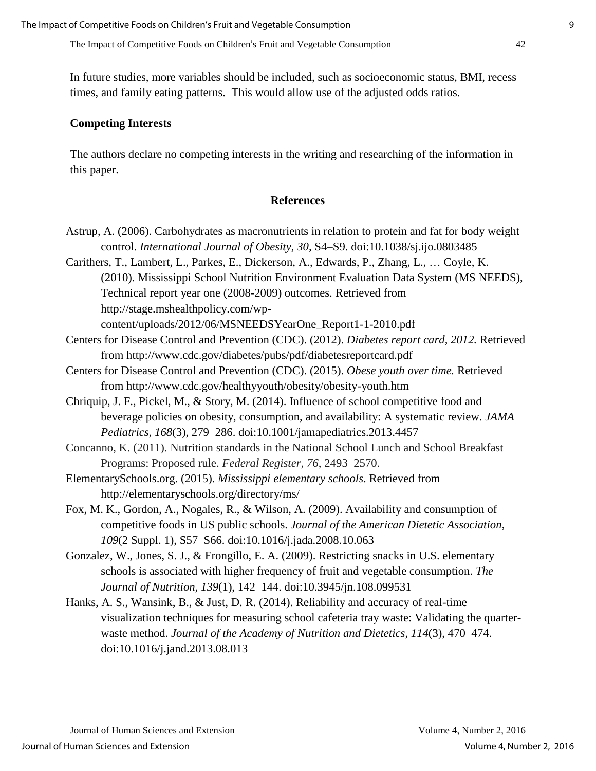In future studies, more variables should be included, such as socioeconomic status, BMI, recess times, and family eating patterns. This would allow use of the adjusted odds ratios.

## Competing Interests

The authors declare no competing interests in the writing and researching of the information in this paper.

## References

Astrup, A. (2006). Carbohydrates as macronutrients in relation to protein and fat for body weight control. *International Journal of Obesity, 30,* S4–S9. doi:10.1038/sj.ijo.0803485

Carithers, T., Lambert, L., Parkes, E., Dickerson, A., Edwards, P., Zhang, L., … Coyle, K. (2010). Mississippi School Nutrition Environment Evaluation Data System (MS NEEDS), Technical report year one (2008-2009) outcomes. Retrieved from http://stage.mshealthpolicy.com/wp-content/uploads/2012/06/MSNEEDSYearOne_Report1-1-2010.pdf

Centers for Disease Control and Prevention (CDC). (2012). *Diabetes report card, 2012.* Retrieved from http://www.cdc.gov/diabetes/pubs/pdf/diabetesreportcard.pdf

Centers for Disease Control and Prevention (CDC). (2015). *Obese youth over time.* Retrieved from http://www.cdc.gov/healthyyouth/obesity/obesity-youth.htm

Chriquip, J. F., Pickel, M., & Story, M. (2014). Influence of school competitive food and beverage policies on obesity, consumption, and availability: A systematic review. *JAMA Pediatrics*, *168*(3), 279–286. doi:10.1001/jamapediatrics.2013.4457

Concanno, K. (2011). Nutrition standards in the National School Lunch and School Breakfast Programs: Proposed rule. *Federal Register*, *76*, 2493–2570.

ElementarySchools.org. (2015). *Mississippi elementary schools*. Retrieved from http://elementaryschools.org/directory/ms/

Fox, M. K., Gordon, A., Nogales, R., & Wilson, A. (2009). Availability and consumption of competitive foods in US public schools. *Journal of the American Dietetic Association*, *109*(2 Suppl. 1), S57–S66. doi:10.1016/j.jada.2008.10.063

Gonzalez, W., Jones, S. J., & Frongillo, E. A. (2009). Restricting snacks in U.S. elementary schools is associated with higher frequency of fruit and vegetable consumption. *The Journal of Nutrition, 139*(1), 142–144. doi:10.3945/jn.108.099531

Hanks, A. S., Wansink, B., & Just, D. R. (2014). Reliability and accuracy of real-time visualization techniques for measuring school cafeteria tray waste: Validating the quarter-waste method. *Journal of the Academy of Nutrition and Dietetics*, *114*(3), 470–474. doi:10.1016/j.jand.2013.08.013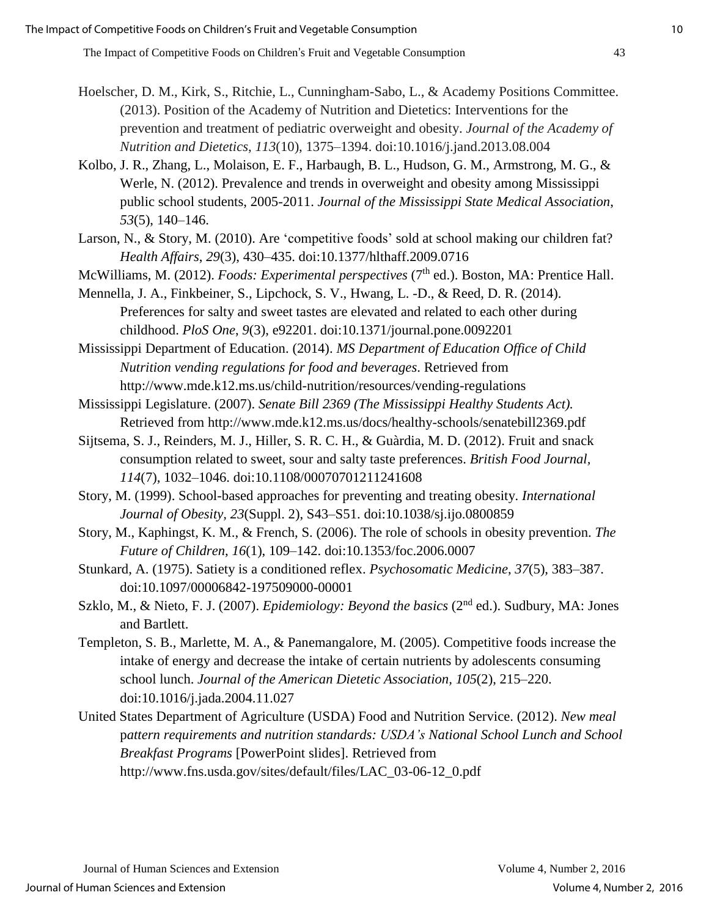Hoelscher, D. M., Kirk, S., Ritchie, L., Cunningham-Sabo, L., & Academy Positions Committee. (2013). Position of the Academy of Nutrition and Dietetics: Interventions for the prevention and treatment of pediatric overweight and obesity. *Journal of the Academy of Nutrition and Dietetics*, *113*(10), 1375–1394. doi:10.1016/j.jand.2013.08.004

Kolbo, J. R., Zhang, L., Molaison, E. F., Harbaugh, B. L., Hudson, G. M., Armstrong, M. G., & Werle, N. (2012). Prevalence and trends in overweight and obesity among Mississippi public school students, 2005-2011. *Journal of the Mississippi State Medical Association*, *53*(5), 140–146.

Larson, N., & Story, M. (2010). Are 'competitive foods' sold at school making our children fat? *Health Affairs*, *29*(3), 430–435. doi:10.1377/hlthaff.2009.0716

McWilliams, M. (2012). *Foods: Experimental perspectives* (7th ed.). Boston, MA: Prentice Hall.

Mennella, J. A., Finkbeiner, S., Lipchock, S. V., Hwang, L. -D., & Reed, D. R. (2014). Preferences for salty and sweet tastes are elevated and related to each other during childhood. *PloS One*, *9*(3), e92201. doi:10.1371/journal.pone.0092201

Mississippi Department of Education. (2014). *MS Department of Education Office of Child Nutrition vending regulations for food and beverages*. Retrieved from http://www.mde.k12.ms.us/child-nutrition/resources/vending-regulations

Mississippi Legislature. (2007). *Senate Bill 2369 (The Mississippi Healthy Students Act).* Retrieved from http://www.mde.k12.ms.us/docs/healthy-schools/senatebill2369.pdf

Sijtsema, S. J., Reinders, M. J., Hiller, S. R. C. H., & Guàrdia, M. D. (2012). Fruit and snack consumption related to sweet, sour and salty taste preferences. *British Food Journal*, *114*(7), 1032–1046. doi:10.1108/00070701211241608

Story, M. (1999). School-based approaches for preventing and treating obesity. *International Journal of Obesity, 23*(Suppl. 2), S43–S51. doi:10.1038/sj.ijo.0800859

Story, M., Kaphingst, K. M., & French, S. (2006). The role of schools in obesity prevention. *The Future of Children, 16*(1), 109–142. doi:10.1353/foc.2006.0007

Stunkard, A. (1975). Satiety is a conditioned reflex. *Psychosomatic Medicine*, *37*(5), 383–387. doi:10.1097/00006842-197509000-00001

Szklo, M., & Nieto, F. J. (2007). *Epidemiology: Beyond the basics* (2nd ed.). Sudbury, MA: Jones and Bartlett.

Templeton, S. B., Marlette, M. A., & Panemangalore, M. (2005). Competitive foods increase the intake of energy and decrease the intake of certain nutrients by adolescents consuming school lunch. *Journal of the American Dietetic Association, 105*(2), 215–220. doi:10.1016/j.jada.2004.11.027

United States Department of Agriculture (USDA) Food and Nutrition Service. (2012). *New meal pattern requirements and nutrition standards: USDA's National School Lunch and School Breakfast Programs* [PowerPoint slides]. Retrieved from http://www.fns.usda.gov/sites/default/files/LAC_03-06-12_0.pdf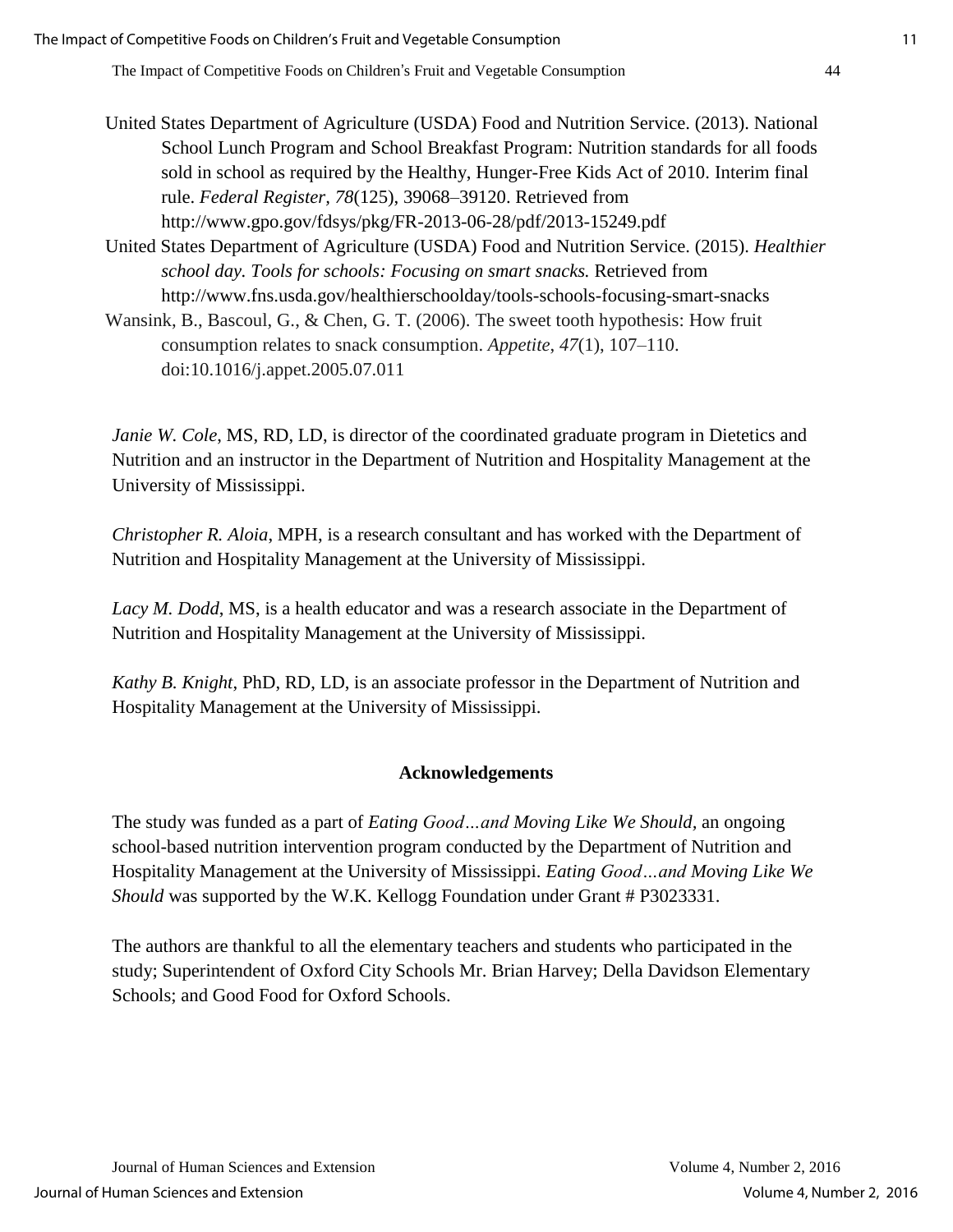United States Department of Agriculture (USDA) Food and Nutrition Service. (2013). National School Lunch Program and School Breakfast Program: Nutrition standards for all foods sold in school as required by the Healthy, Hunger-Free Kids Act of 2010. Interim final rule. *Federal Register, 78*(125), 39068–39120. Retrieved from http://www.gpo.gov/fdsys/pkg/FR-2013-06-28/pdf/2013-15249.pdf

United States Department of Agriculture (USDA) Food and Nutrition Service. (2015). *Healthier school day. Tools for schools: Focusing on smart snacks.* Retrieved from http://www.fns.usda.gov/healthierschoolday/tools-schools-focusing-smart-snacks

Wansink, B., Bascoul, G., & Chen, G. T. (2006). The sweet tooth hypothesis: How fruit consumption relates to snack consumption. *Appetite*, *47*(1), 107–110. doi:10.1016/j.appet.2005.07.011

*Janie W. Cole*, MS, RD, LD, is director of the coordinated graduate program in Dietetics and Nutrition and an instructor in the Department of Nutrition and Hospitality Management at the University of Mississippi.

*Christopher R. Aloia*, MPH, is a research consultant and has worked with the Department of Nutrition and Hospitality Management at the University of Mississippi.

*Lacy M. Dodd*, MS, is a health educator and was a research associate in the Department of Nutrition and Hospitality Management at the University of Mississippi.

*Kathy B. Knight*, PhD, RD, LD, is an associate professor in the Department of Nutrition and Hospitality Management at the University of Mississippi.

## Acknowledgements

The study was funded as a part of *Eating Good…and Moving Like We Should*, an ongoing school-based nutrition intervention program conducted by the Department of Nutrition and Hospitality Management at the University of Mississippi. *Eating Good…and Moving Like We Should* was supported by the W.K. Kellogg Foundation under Grant # P3023331.

The authors are thankful to all the elementary teachers and students who participated in the study; Superintendent of Oxford City Schools Mr. Brian Harvey; Della Davidson Elementary Schools; and Good Food for Oxford Schools.